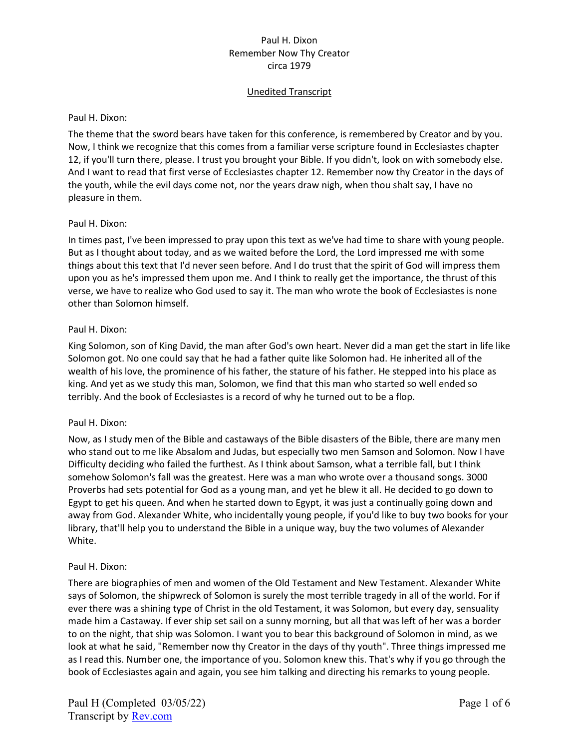Paul H. Dixon
Remember Now Thy Creator
circa 1979

Unedited Transcript

Paul H. Dixon:

The theme that the sword bears have taken for this conference, is remembered by Creator and by you. Now, I think we recognize that this comes from a familiar verse scripture found in Ecclesiastes chapter 12, if you'll turn there, please. I trust you brought your Bible. If you didn't, look on with somebody else. And I want to read that first verse of Ecclesiastes chapter 12. Remember now thy Creator in the days of the youth, while the evil days come not, nor the years draw nigh, when thou shalt say, I have no pleasure in them.

Paul H. Dixon:

In times past, I've been impressed to pray upon this text as we've had time to share with young people. But as I thought about today, and as we waited before the Lord, the Lord impressed me with some things about this text that I'd never seen before. And I do trust that the spirit of God will impress them upon you as he's impressed them upon me. And I think to really get the importance, the thrust of this verse, we have to realize who God used to say it. The man who wrote the book of Ecclesiastes is none other than Solomon himself.

Paul H. Dixon:

King Solomon, son of King David, the man after God's own heart. Never did a man get the start in life like Solomon got. No one could say that he had a father quite like Solomon had. He inherited all of the wealth of his love, the prominence of his father, the stature of his father. He stepped into his place as king. And yet as we study this man, Solomon, we find that this man who started so well ended so terribly. And the book of Ecclesiastes is a record of why he turned out to be a flop.

Paul H. Dixon:

Now, as I study men of the Bible and castaways of the Bible disasters of the Bible, there are many men who stand out to me like Absalom and Judas, but especially two men Samson and Solomon. Now I have Difficulty deciding who failed the furthest. As I think about Samson, what a terrible fall, but I think somehow Solomon's fall was the greatest. Here was a man who wrote over a thousand songs. 3000 Proverbs had sets potential for God as a young man, and yet he blew it all. He decided to go down to Egypt to get his queen. And when he started down to Egypt, it was just a continually going down and away from God. Alexander White, who incidentally young people, if you'd like to buy two books for your library, that'll help you to understand the Bible in a unique way, buy the two volumes of Alexander White.

Paul H. Dixon:

There are biographies of men and women of the Old Testament and New Testament. Alexander White says of Solomon, the shipwreck of Solomon is surely the most terrible tragedy in all of the world. For if ever there was a shining type of Christ in the old Testament, it was Solomon, but every day, sensuality made him a Castaway. If ever ship set sail on a sunny morning, but all that was left of her was a border to on the night, that ship was Solomon. I want you to bear this background of Solomon in mind, as we look at what he said, "Remember now thy Creator in the days of thy youth". Three things impressed me as I read this. Number one, the importance of you. Solomon knew this. That's why if you go through the book of Ecclesiastes again and again, you see him talking and directing his remarks to young people.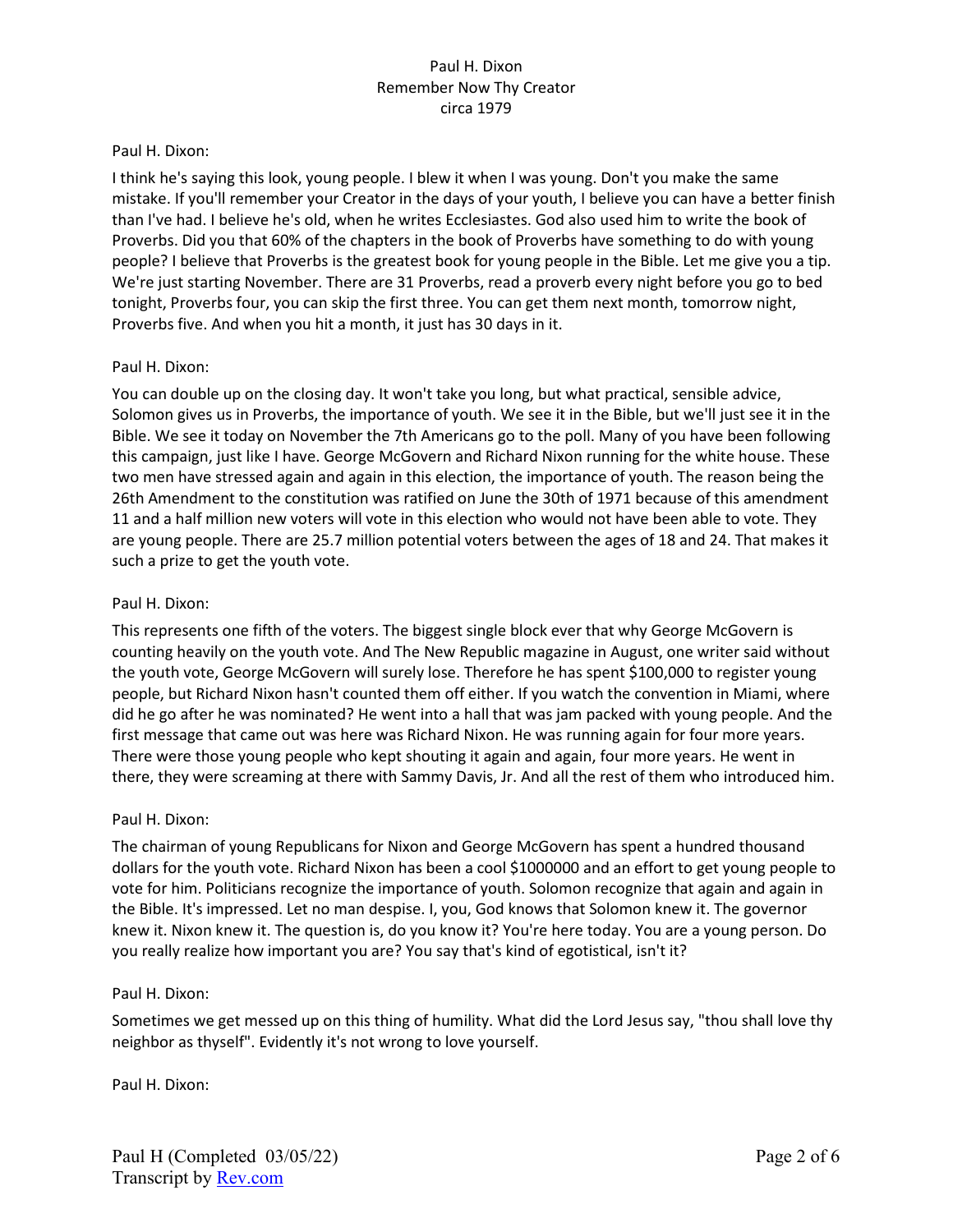Paul H. Dixon:

I think he's saying this look, young people. I blew it when I was young. Don't you make the same mistake. If you'll remember your Creator in the days of your youth, I believe you can have a better finish than I've had. I believe he's old, when he writes Ecclesiastes. God also used him to write the book of Proverbs. Did you that 60% of the chapters in the book of Proverbs have something to do with young people? I believe that Proverbs is the greatest book for young people in the Bible. Let me give you a tip. We're just starting November. There are 31 Proverbs, read a proverb every night before you go to bed tonight, Proverbs four, you can skip the first three. You can get them next month, tomorrow night, Proverbs five. And when you hit a month, it just has 30 days in it.

Paul H. Dixon:

You can double up on the closing day. It won't take you long, but what practical, sensible advice, Solomon gives us in Proverbs, the importance of youth. We see it in the Bible, but we'll just see it in the Bible. We see it today on November the 7th Americans go to the poll. Many of you have been following this campaign, just like I have. George McGovern and Richard Nixon running for the white house. These two men have stressed again and again in this election, the importance of youth. The reason being the 26th Amendment to the constitution was ratified on June the 30th of 1971 because of this amendment 11 and a half million new voters will vote in this election who would not have been able to vote. They are young people. There are 25.7 million potential voters between the ages of 18 and 24. That makes it such a prize to get the youth vote.

Paul H. Dixon:

This represents one fifth of the voters. The biggest single block ever that why George McGovern is counting heavily on the youth vote. And The New Republic magazine in August, one writer said without the youth vote, George McGovern will surely lose. Therefore he has spent $100,000 to register young people, but Richard Nixon hasn't counted them off either. If you watch the convention in Miami, where did he go after he was nominated? He went into a hall that was jam packed with young people. And the first message that came out was here was Richard Nixon. He was running again for four more years. There were those young people who kept shouting it again and again, four more years. He went in there, they were screaming at there with Sammy Davis, Jr. And all the rest of them who introduced him.

Paul H. Dixon:

The chairman of young Republicans for Nixon and George McGovern has spent a hundred thousand dollars for the youth vote. Richard Nixon has been a cool $1000000 and an effort to get young people to vote for him. Politicians recognize the importance of youth. Solomon recognize that again and again in the Bible. It's impressed. Let no man despise. I, you, God knows that Solomon knew it. The governor knew it. Nixon knew it. The question is, do you know it? You're here today. You are a young person. Do you really realize how important you are? You say that's kind of egotistical, isn't it?

Paul H. Dixon:

Sometimes we get messed up on this thing of humility. What did the Lord Jesus say, "thou shall love thy neighbor as thyself". Evidently it's not wrong to love yourself.

Paul H. Dixon: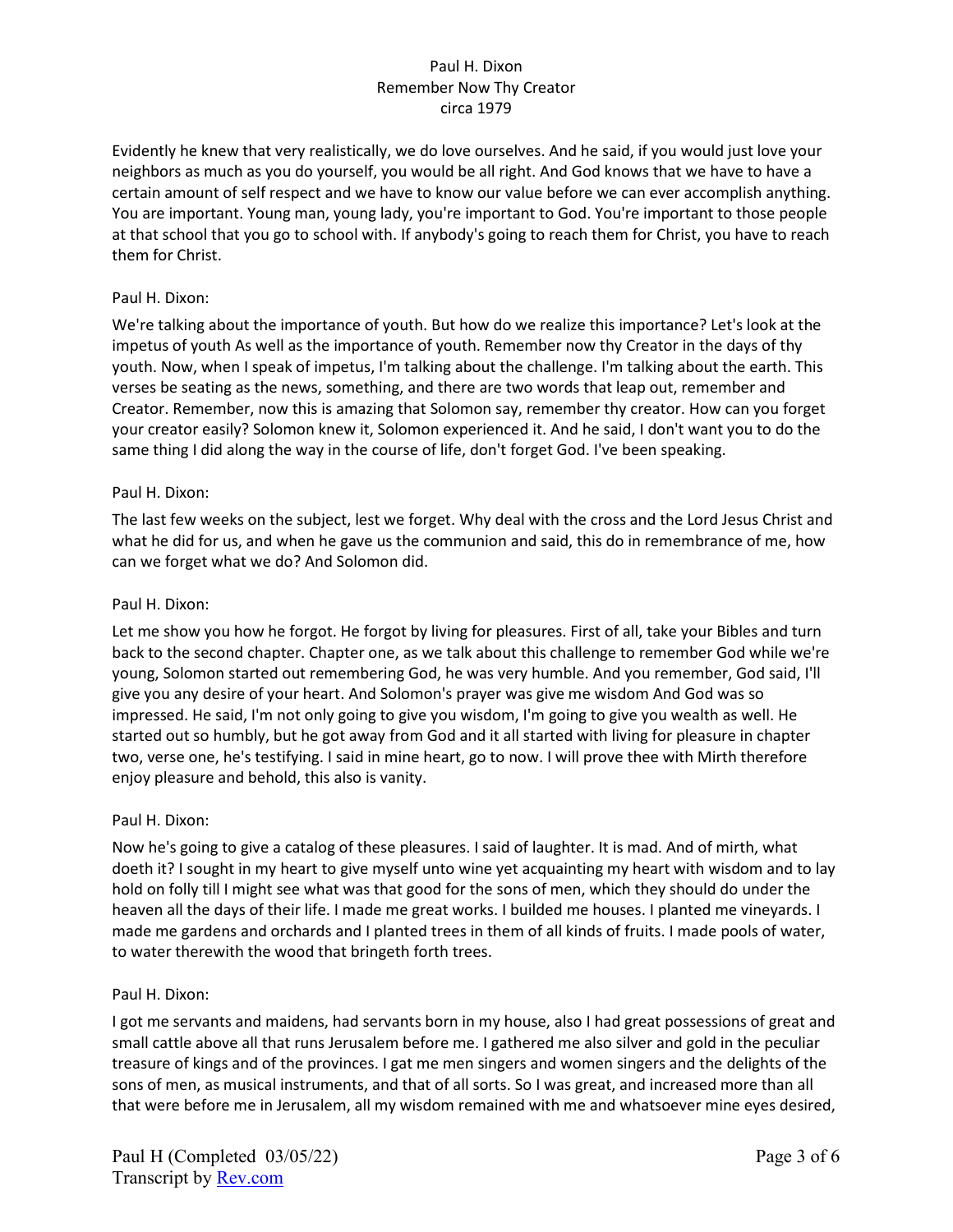Evidently he knew that very realistically, we do love ourselves. And he said, if you would just love your neighbors as much as you do yourself, you would be all right. And God knows that we have to have a certain amount of self respect and we have to know our value before we can ever accomplish anything. You are important. Young man, young lady, you're important to God. You're important to those people at that school that you go to school with. If anybody's going to reach them for Christ, you have to reach them for Christ.

Paul H. Dixon:

We're talking about the importance of youth. But how do we realize this importance? Let's look at the impetus of youth As well as the importance of youth. Remember now thy Creator in the days of thy youth. Now, when I speak of impetus, I'm talking about the challenge. I'm talking about the earth. This verses be seating as the news, something, and there are two words that leap out, remember and Creator. Remember, now this is amazing that Solomon say, remember thy creator. How can you forget your creator easily? Solomon knew it, Solomon experienced it. And he said, I don't want you to do the same thing I did along the way in the course of life, don't forget God. I've been speaking.

Paul H. Dixon:

The last few weeks on the subject, lest we forget. Why deal with the cross and the Lord Jesus Christ and what he did for us, and when he gave us the communion and said, this do in remembrance of me, how can we forget what we do? And Solomon did.

Paul H. Dixon:

Let me show you how he forgot. He forgot by living for pleasures. First of all, take your Bibles and turn back to the second chapter. Chapter one, as we talk about this challenge to remember God while we're young, Solomon started out remembering God, he was very humble. And you remember, God said, I'll give you any desire of your heart. And Solomon's prayer was give me wisdom And God was so impressed. He said, I'm not only going to give you wisdom, I'm going to give you wealth as well. He started out so humbly, but he got away from God and it all started with living for pleasure in chapter two, verse one, he's testifying. I said in mine heart, go to now. I will prove thee with Mirth therefore enjoy pleasure and behold, this also is vanity.

Paul H. Dixon:

Now he's going to give a catalog of these pleasures. I said of laughter. It is mad. And of mirth, what doeth it? I sought in my heart to give myself unto wine yet acquainting my heart with wisdom and to lay hold on folly till I might see what was that good for the sons of men, which they should do under the heaven all the days of their life. I made me great works. I builded me houses. I planted me vineyards. I made me gardens and orchards and I planted trees in them of all kinds of fruits. I made pools of water, to water therewith the wood that bringeth forth trees.

Paul H. Dixon:

I got me servants and maidens, had servants born in my house, also I had great possessions of great and small cattle above all that runs Jerusalem before me. I gathered me also silver and gold in the peculiar treasure of kings and of the provinces. I gat me men singers and women singers and the delights of the sons of men, as musical instruments, and that of all sorts. So I was great, and increased more than all that were before me in Jerusalem, all my wisdom remained with me and whatsoever mine eyes desired,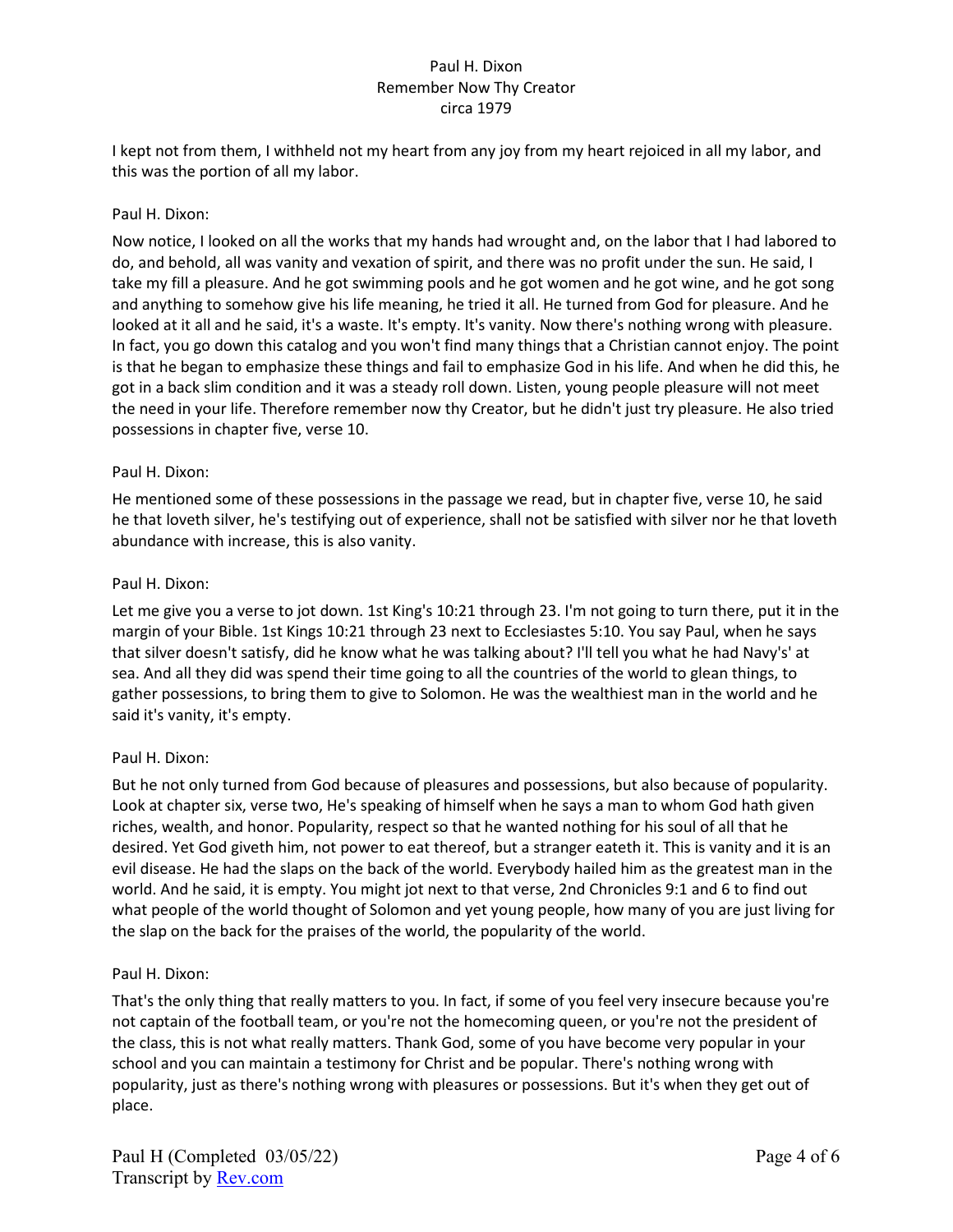I kept not from them, I withheld not my heart from any joy from my heart rejoiced in all my labor, and this was the portion of all my labor.

Paul H. Dixon:

Now notice, I looked on all the works that my hands had wrought and, on the labor that I had labored to do, and behold, all was vanity and vexation of spirit, and there was no profit under the sun. He said, I take my fill a pleasure. And he got swimming pools and he got women and he got wine, and he got song and anything to somehow give his life meaning, he tried it all. He turned from God for pleasure. And he looked at it all and he said, it's a waste. It's empty. It's vanity. Now there's nothing wrong with pleasure. In fact, you go down this catalog and you won't find many things that a Christian cannot enjoy. The point is that he began to emphasize these things and fail to emphasize God in his life. And when he did this, he got in a back slim condition and it was a steady roll down. Listen, young people pleasure will not meet the need in your life. Therefore remember now thy Creator, but he didn't just try pleasure. He also tried possessions in chapter five, verse 10.

Paul H. Dixon:

He mentioned some of these possessions in the passage we read, but in chapter five, verse 10, he said he that loveth silver, he's testifying out of experience, shall not be satisfied with silver nor he that loveth abundance with increase, this is also vanity.

Paul H. Dixon:

Let me give you a verse to jot down. 1st King's 10:21 through 23. I'm not going to turn there, put it in the margin of your Bible. 1st Kings 10:21 through 23 next to Ecclesiastes 5:10. You say Paul, when he says that silver doesn't satisfy, did he know what he was talking about? I'll tell you what he had Navy's' at sea. And all they did was spend their time going to all the countries of the world to glean things, to gather possessions, to bring them to give to Solomon. He was the wealthiest man in the world and he said it's vanity, it's empty.

Paul H. Dixon:

But he not only turned from God because of pleasures and possessions, but also because of popularity. Look at chapter six, verse two, He's speaking of himself when he says a man to whom God hath given riches, wealth, and honor. Popularity, respect so that he wanted nothing for his soul of all that he desired. Yet God giveth him, not power to eat thereof, but a stranger eateth it. This is vanity and it is an evil disease. He had the slaps on the back of the world. Everybody hailed him as the greatest man in the world. And he said, it is empty. You might jot next to that verse, 2nd Chronicles 9:1 and 6 to find out what people of the world thought of Solomon and yet young people, how many of you are just living for the slap on the back for the praises of the world, the popularity of the world.

Paul H. Dixon:

That's the only thing that really matters to you. In fact, if some of you feel very insecure because you're not captain of the football team, or you're not the homecoming queen, or you're not the president of the class, this is not what really matters. Thank God, some of you have become very popular in your school and you can maintain a testimony for Christ and be popular. There's nothing wrong with popularity, just as there's nothing wrong with pleasures or possessions. But it's when they get out of place.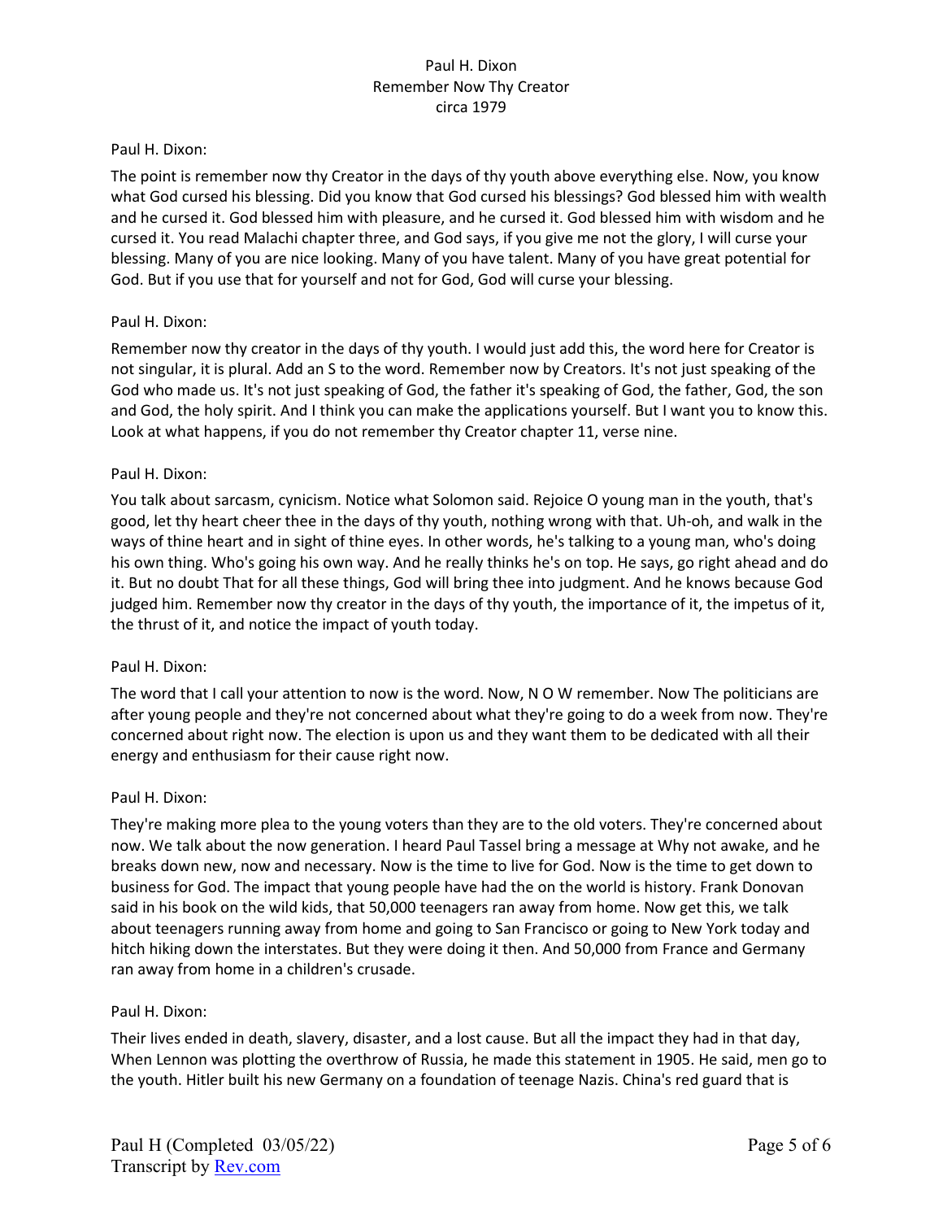Paul H. Dixon:

The point is remember now thy Creator in the days of thy youth above everything else. Now, you know what God cursed his blessing. Did you know that God cursed his blessings? God blessed him with wealth and he cursed it. God blessed him with pleasure, and he cursed it. God blessed him with wisdom and he cursed it. You read Malachi chapter three, and God says, if you give me not the glory, I will curse your blessing. Many of you are nice looking. Many of you have talent. Many of you have great potential for God. But if you use that for yourself and not for God, God will curse your blessing.

Paul H. Dixon:

Remember now thy creator in the days of thy youth. I would just add this, the word here for Creator is not singular, it is plural. Add an S to the word. Remember now by Creators. It's not just speaking of the God who made us. It's not just speaking of God, the father it's speaking of God, the father, God, the son and God, the holy spirit. And I think you can make the applications yourself. But I want you to know this. Look at what happens, if you do not remember thy Creator chapter 11, verse nine.

Paul H. Dixon:

You talk about sarcasm, cynicism. Notice what Solomon said. Rejoice O young man in the youth, that's good, let thy heart cheer thee in the days of thy youth, nothing wrong with that. Uh-oh, and walk in the ways of thine heart and in sight of thine eyes. In other words, he's talking to a young man, who's doing his own thing. Who's going his own way. And he really thinks he's on top. He says, go right ahead and do it. But no doubt That for all these things, God will bring thee into judgment. And he knows because God judged him. Remember now thy creator in the days of thy youth, the importance of it, the impetus of it, the thrust of it, and notice the impact of youth today.

Paul H. Dixon:

The word that I call your attention to now is the word. Now, N O W remember. Now The politicians are after young people and they're not concerned about what they're going to do a week from now. They're concerned about right now. The election is upon us and they want them to be dedicated with all their energy and enthusiasm for their cause right now.

Paul H. Dixon:

They're making more plea to the young voters than they are to the old voters. They're concerned about now. We talk about the now generation. I heard Paul Tassel bring a message at Why not awake, and he breaks down new, now and necessary. Now is the time to live for God. Now is the time to get down to business for God. The impact that young people have had the on the world is history. Frank Donovan said in his book on the wild kids, that 50,000 teenagers ran away from home. Now get this, we talk about teenagers running away from home and going to San Francisco or going to New York today and hitch hiking down the interstates. But they were doing it then. And 50,000 from France and Germany ran away from home in a children's crusade.

Paul H. Dixon:

Their lives ended in death, slavery, disaster, and a lost cause. But all the impact they had in that day, When Lennon was plotting the overthrow of Russia, he made this statement in 1905. He said, men go to the youth. Hitler built his new Germany on a foundation of teenage Nazis. China's red guard that is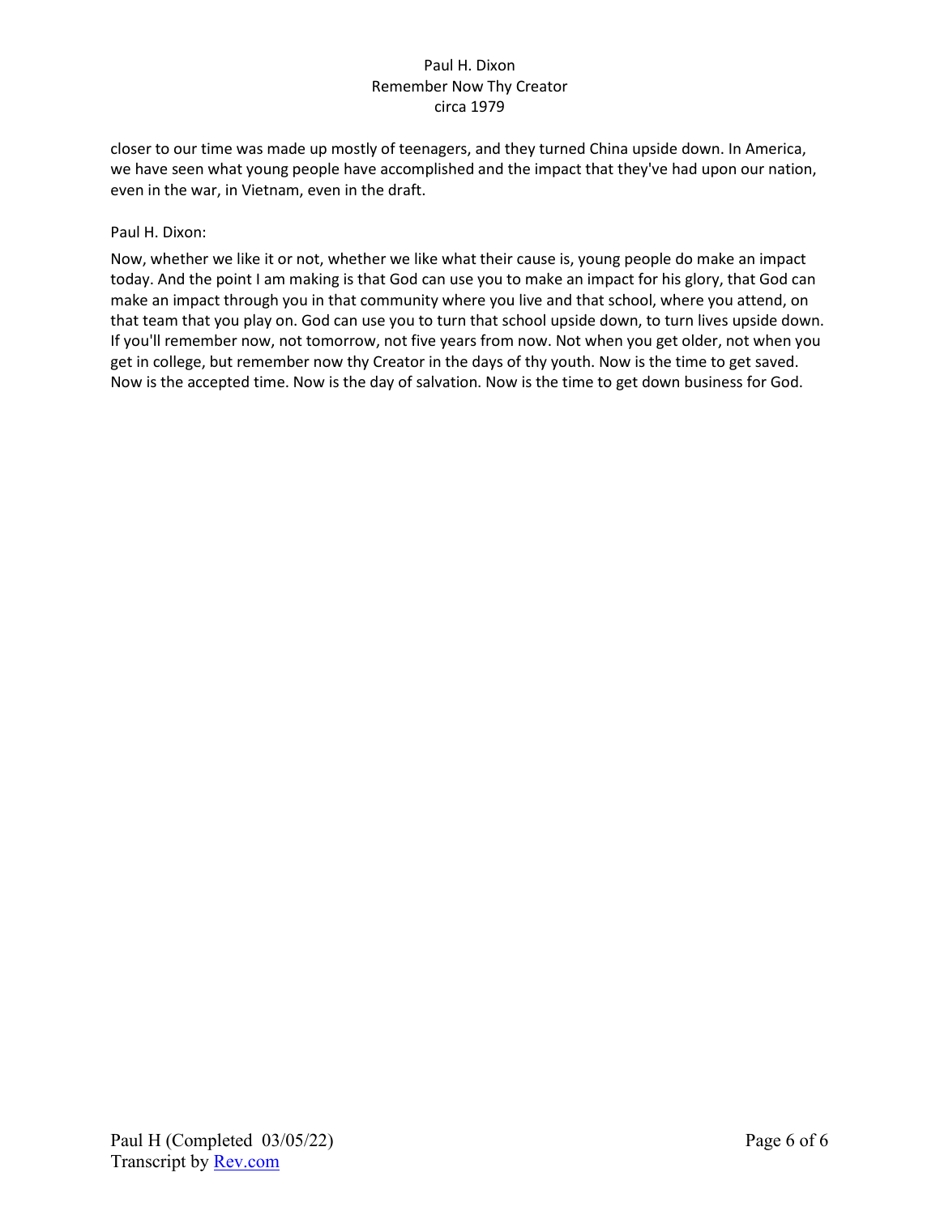closer to our time was made up mostly of teenagers, and they turned China upside down. In America, we have seen what young people have accomplished and the impact that they've had upon our nation, even in the war, in Vietnam, even in the draft.

Paul H. Dixon:

Now, whether we like it or not, whether we like what their cause is, young people do make an impact today. And the point I am making is that God can use you to make an impact for his glory, that God can make an impact through you in that community where you live and that school, where you attend, on that team that you play on. God can use you to turn that school upside down, to turn lives upside down. If you'll remember now, not tomorrow, not five years from now. Not when you get older, not when you get in college, but remember now thy Creator in the days of thy youth. Now is the time to get saved. Now is the accepted time. Now is the day of salvation. Now is the time to get down business for God.